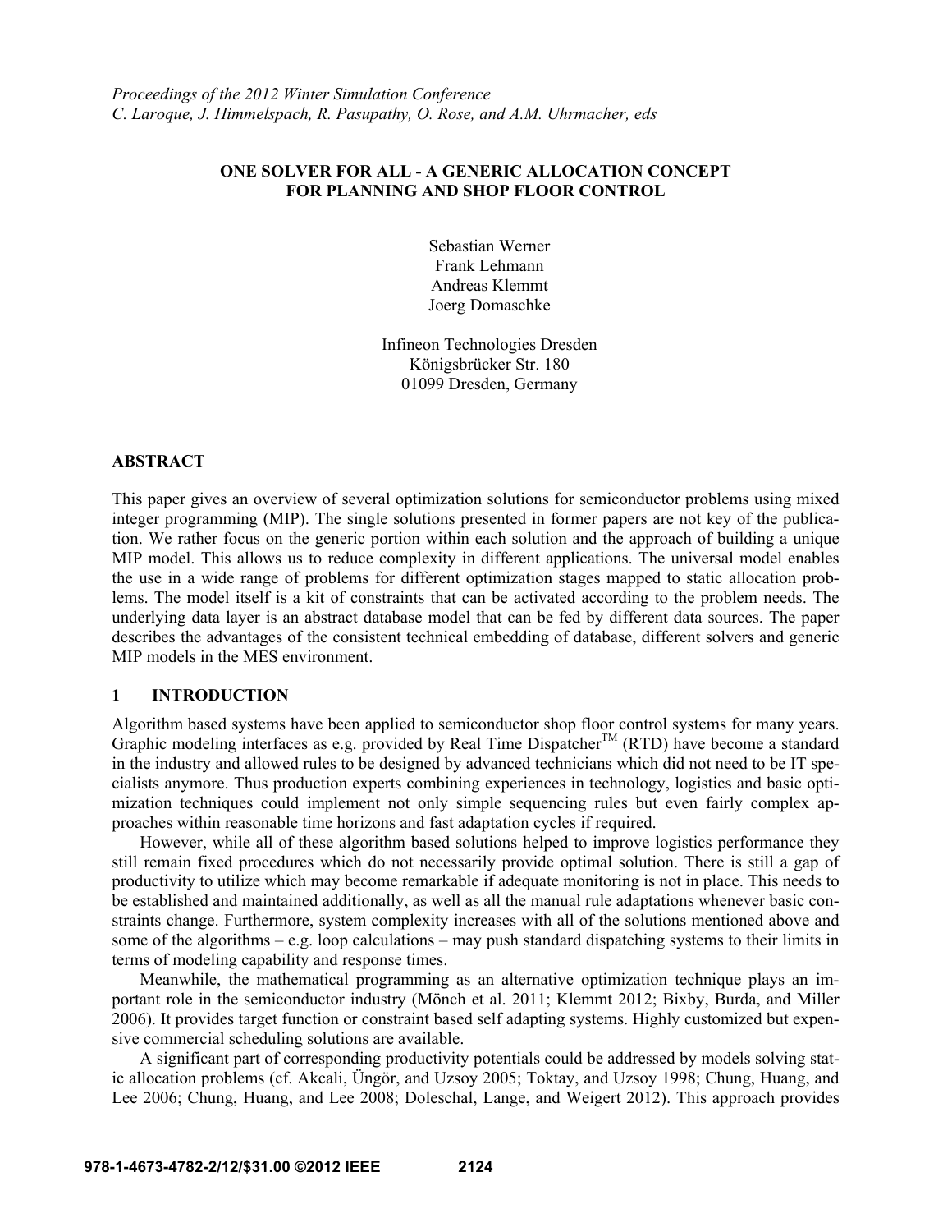*Proceedings of the 2012 Winter Simulation Conference*
*C. Laroque, J. Himmelspach, R. Pasupathy, O. Rose, and A.M. Uhrmacher, eds*

# ONE SOLVER FOR ALL - A GENERIC ALLOCATION CONCEPT FOR PLANNING AND SHOP FLOOR CONTROL

Sebastian Werner
Frank Lehmann
Andreas Klemmt
Joerg Domaschke

Infineon Technologies Dresden
Königsbrücker Str. 180
01099 Dresden, Germany

## ABSTRACT

This paper gives an overview of several optimization solutions for semiconductor problems using mixed integer programming (MIP). The single solutions presented in former papers are not key of the publication. We rather focus on the generic portion within each solution and the approach of building a unique MIP model. This allows us to reduce complexity in different applications. The universal model enables the use in a wide range of problems for different optimization stages mapped to static allocation problems. The model itself is a kit of constraints that can be activated according to the problem needs. The underlying data layer is an abstract database model that can be fed by different data sources. The paper describes the advantages of the consistent technical embedding of database, different solvers and generic MIP models in the MES environment.

## 1 INTRODUCTION

Algorithm based systems have been applied to semiconductor shop floor control systems for many years. Graphic modeling interfaces as e.g. provided by Real Time Dispatcher™ (RTD) have become a standard in the industry and allowed rules to be designed by advanced technicians which did not need to be IT specialists anymore. Thus production experts combining experiences in technology, logistics and basic optimization techniques could implement not only simple sequencing rules but even fairly complex approaches within reasonable time horizons and fast adaptation cycles if required.

However, while all of these algorithm based solutions helped to improve logistics performance they still remain fixed procedures which do not necessarily provide optimal solution. There is still a gap of productivity to utilize which may become remarkable if adequate monitoring is not in place. This needs to be established and maintained additionally, as well as all the manual rule adaptations whenever basic constraints change. Furthermore, system complexity increases with all of the solutions mentioned above and some of the algorithms – e.g. loop calculations – may push standard dispatching systems to their limits in terms of modeling capability and response times.

Meanwhile, the mathematical programming as an alternative optimization technique plays an important role in the semiconductor industry (Mönch et al. 2011; Klemmt 2012; Bixby, Burda, and Miller 2006). It provides target function or constraint based self adapting systems. Highly customized but expensive commercial scheduling solutions are available.

A significant part of corresponding productivity potentials could be addressed by models solving static allocation problems (cf. Akcali, Üngör, and Uzsoy 2005; Toktay, and Uzsoy 1998; Chung, Huang, and Lee 2006; Chung, Huang, and Lee 2008; Doleschal, Lange, and Weigert 2012). This approach provides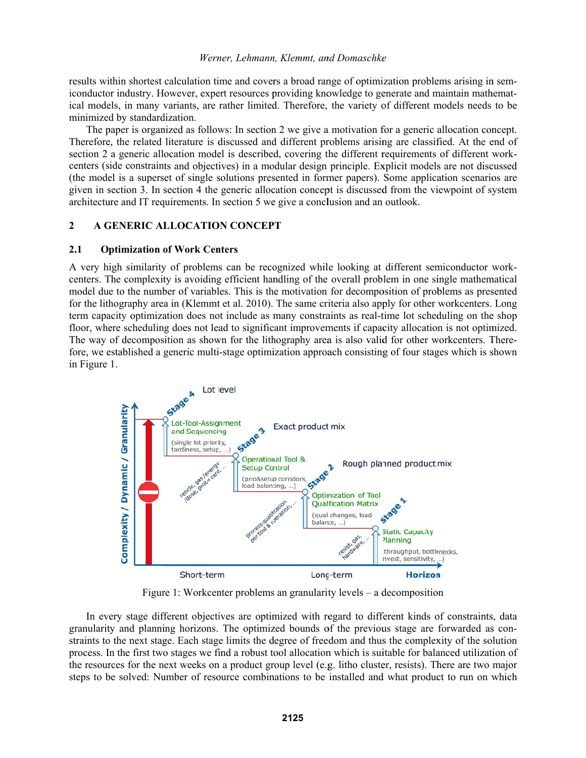results within shortest calculation time and covers a broad range of optimization problems arising in semiconductor industry. However, expert resources providing knowledge to generate and maintain mathematical models, in many variants, are rather limited. Therefore, the variety of different models needs to be minimized by standardization.

The paper is organized as follows: In section 2 we give a motivation for a generic allocation concept. Therefore, the related literature is discussed and different problems arising are classified. At the end of section 2 a generic allocation model is described, covering the different requirements of different workcenters (side constraints and objectives) in a modular design principle. Explicit models are not discussed (the model is a superset of single solutions presented in former papers). Some application scenarios are given in section 3. In section 4 the generic allocation concept is discussed from the viewpoint of system architecture and IT requirements. In section 5 we give a conclusion and an outlook.

## 2 A GENERIC ALLOCATION CONCEPT

### 2.1 Optimization of Work Centers

A very high similarity of problems can be recognized while looking at different semiconductor workcenters. The complexity is avoiding efficient handling of the overall problem in one single mathematical model due to the number of variables. This is the motivation for decomposition of problems as presented for the lithography area in (Klemmt et al. 2010). The same criteria also apply for other workcenters. Long term capacity optimization does not include as many constraints as real-time lot scheduling on the shop floor, where scheduling does not lead to significant improvements if capacity allocation is not optimized. The way of decomposition as shown for the lithography area is also valid for other workcenters. Therefore, we established a generic multi-stage optimization approach consisting of four stages which is shown in Figure 1.

Figure 1: Workcenter problems an granularity levels – a decomposition

In every stage different objectives are optimized with regard to different kinds of constraints, data granularity and planning horizons. The optimized bounds of the previous stage are forwarded as constraints to the next stage. Each stage limits the degree of freedom and thus the complexity of the solution process. In the first two stages we find a robust tool allocation which is suitable for balanced utilization of the resources for the next weeks on a product group level (e.g. litho cluster, resists). There are two major steps to be solved: Number of resource combinations to be installed and what product to run on which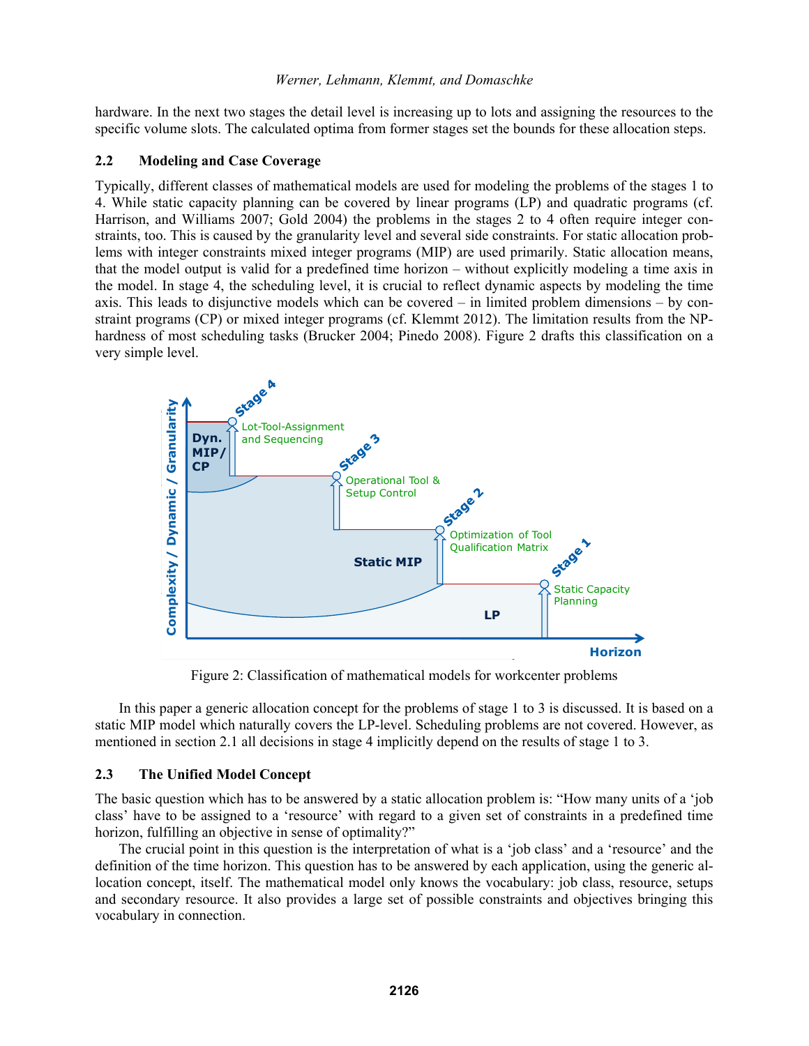hardware. In the next two stages the detail level is increasing up to lots and assigning the resources to the specific volume slots. The calculated optima from former stages set the bounds for these allocation steps.

## 2.2 Modeling and Case Coverage

Typically, different classes of mathematical models are used for modeling the problems of the stages 1 to 4. While static capacity planning can be covered by linear programs (LP) and quadratic programs (cf. Harrison, and Williams 2007; Gold 2004) the problems in the stages 2 to 4 often require integer constraints, too. This is caused by the granularity level and several side constraints. For static allocation problems with integer constraints mixed integer programs (MIP) are used primarily. Static allocation means, that the model output is valid for a predefined time horizon – without explicitly modeling a time axis in the model. In stage 4, the scheduling level, it is crucial to reflect dynamic aspects by modeling the time axis. This leads to disjunctive models which can be covered – in limited problem dimensions – by constraint programs (CP) or mixed integer programs (cf. Klemmt 2012). The limitation results from the NP-hardness of most scheduling tasks (Brucker 2004; Pinedo 2008). Figure 2 drafts this classification on a very simple level.

Figure 2: Classification of mathematical models for workcenter problems

In this paper a generic allocation concept for the problems of stage 1 to 3 is discussed. It is based on a static MIP model which naturally covers the LP-level. Scheduling problems are not covered. However, as mentioned in section 2.1 all decisions in stage 4 implicitly depend on the results of stage 1 to 3.

## 2.3 The Unified Model Concept

The basic question which has to be answered by a static allocation problem is: "How many units of a 'job class' have to be assigned to a 'resource' with regard to a given set of constraints in a predefined time horizon, fulfilling an objective in sense of optimality?"

The crucial point in this question is the interpretation of what is a 'job class' and a 'resource' and the definition of the time horizon. This question has to be answered by each application, using the generic allocation concept, itself. The mathematical model only knows the vocabulary: job class, resource, setups and secondary resource. It also provides a large set of possible constraints and objectives bringing this vocabulary in connection.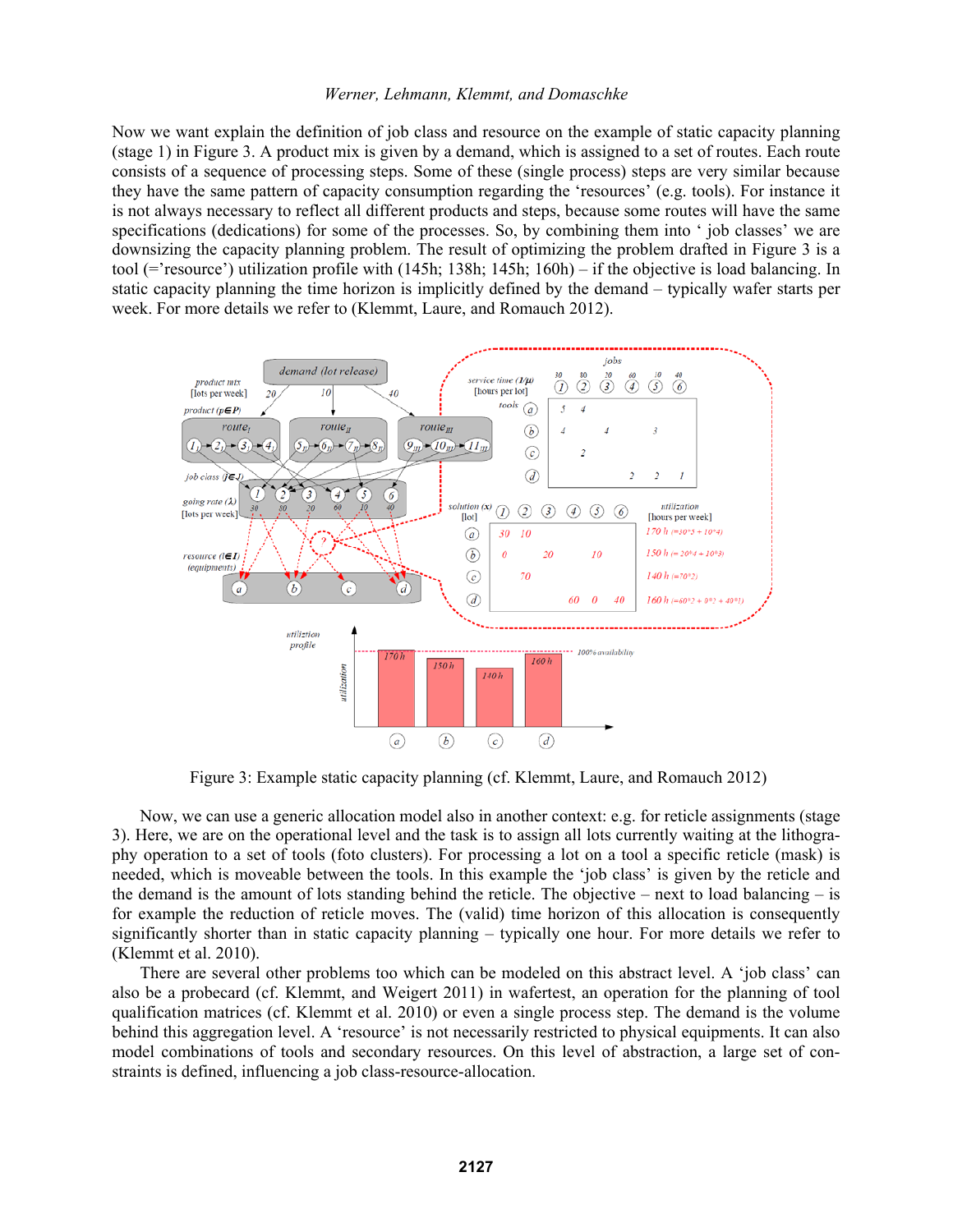Now we want explain the definition of job class and resource on the example of static capacity planning (stage 1) in Figure 3. A product mix is given by a demand, which is assigned to a set of routes. Each route consists of a sequence of processing steps. Some of these (single process) steps are very similar because they have the same pattern of capacity consumption regarding the 'resources' (e.g. tools). For instance it is not always necessary to reflect all different products and steps, because some routes will have the same specifications (dedications) for some of the processes. So, by combining them into ' job classes' we are downsizing the capacity planning problem. The result of optimizing the problem drafted in Figure 3 is a tool (='resource') utilization profile with (145h; 138h; 145h; 160h) – if the objective is load balancing. In static capacity planning the time horizon is implicitly defined by the demand – typically wafer starts per week. For more details we refer to (Klemmt, Laure, and Romauch 2012).

Figure 3: Example static capacity planning (cf. Klemmt, Laure, and Romauch 2012)

Now, we can use a generic allocation model also in another context: e.g. for reticle assignments (stage 3). Here, we are on the operational level and the task is to assign all lots currently waiting at the lithography operation to a set of tools (foto clusters). For processing a lot on a tool a specific reticle (mask) is needed, which is moveable between the tools. In this example the 'job class' is given by the reticle and the demand is the amount of lots standing behind the reticle. The objective – next to load balancing – is for example the reduction of reticle moves. The (valid) time horizon of this allocation is consequently significantly shorter than in static capacity planning – typically one hour. For more details we refer to (Klemmt et al. 2010).

There are several other problems too which can be modeled on this abstract level. A 'job class' can also be a probecard (cf. Klemmt, Lehmann, and Weigert 2011) in wafertest, an operation for the planning of tool qualification matrices (cf. Klemmt et al. 2010) or even a single process step. The demand is the volume behind this aggregation level. A 'resource' is not necessarily restricted to physical equipments. It can also model combinations of tools and secondary resources. On this level of abstraction, a large set of constraints is defined, influencing a job class-resource-allocation.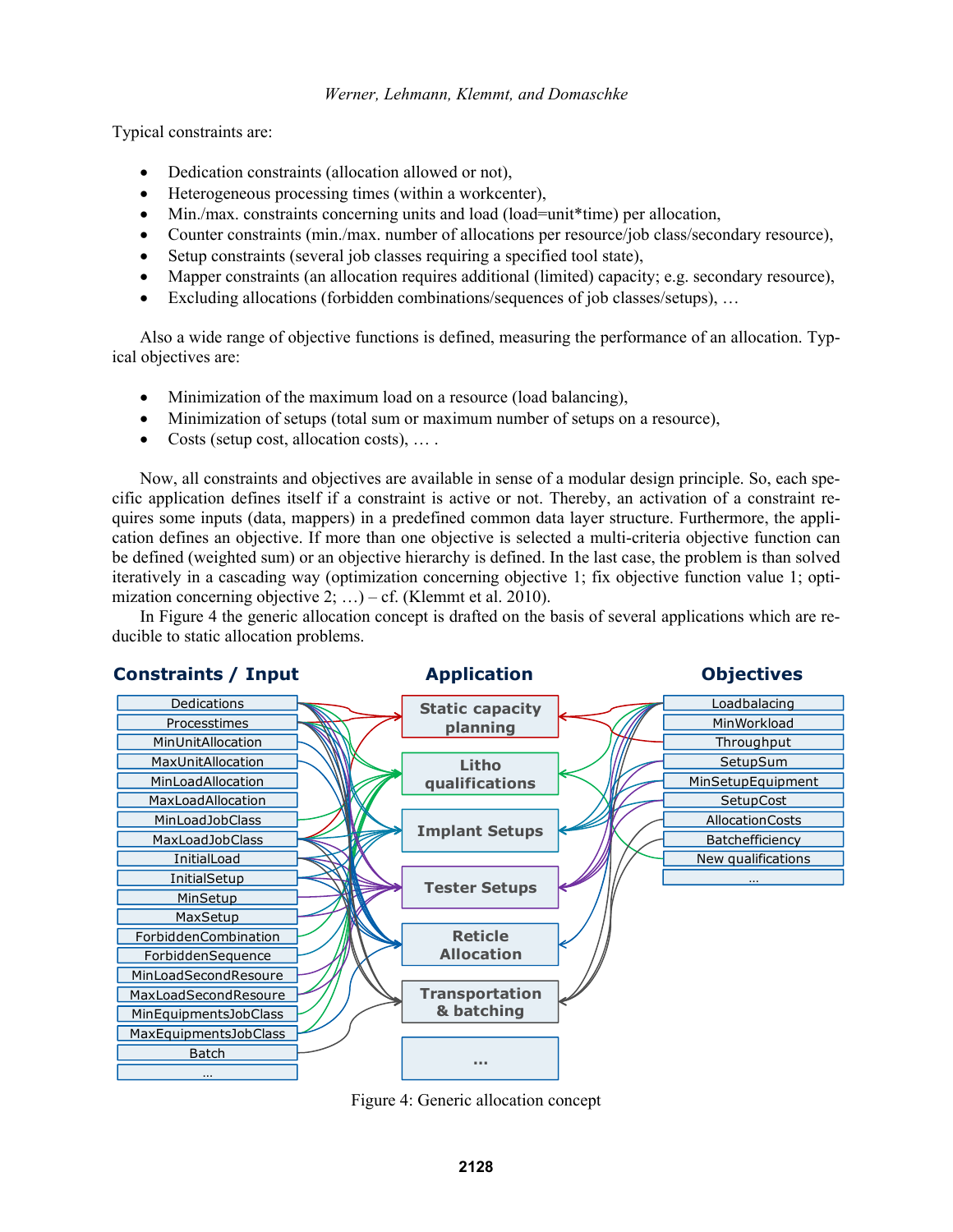Typical constraints are:

- Dedication constraints (allocation allowed or not),
- Heterogeneous processing times (within a workcenter),
- Min./max. constraints concerning units and load (load=unit*time) per allocation,
- Counter constraints (min./max. number of allocations per resource/job class/secondary resource),
- Setup constraints (several job classes requiring a specified tool state),
- Mapper constraints (an allocation requires additional (limited) capacity; e.g. secondary resource),
- Excluding allocations (forbidden combinations/sequences of job classes/setups), …

Also a wide range of objective functions is defined, measuring the performance of an allocation. Typical objectives are:

- Minimization of the maximum load on a resource (load balancing),
- Minimization of setups (total sum or maximum number of setups on a resource),
- Costs (setup cost, allocation costs), … .

Now, all constraints and objectives are available in sense of a modular design principle. So, each specific application defines itself if a constraint is active or not. Thereby, an activation of a constraint requires some inputs (data, mappers) in a predefined common data layer structure. Furthermore, the application defines an objective. If more than one objective is selected a multi-criteria objective function can be defined (weighted sum) or an objective hierarchy is defined. In the last case, the problem is than solved iteratively in a cascading way (optimization concerning objective 1; fix objective function value 1; optimization concerning objective 2; …) – cf. (Klemmt et al. 2010).

In Figure 4 the generic allocation concept is drafted on the basis of several applications which are reducible to static allocation problems.

Figure 4: Generic allocation concept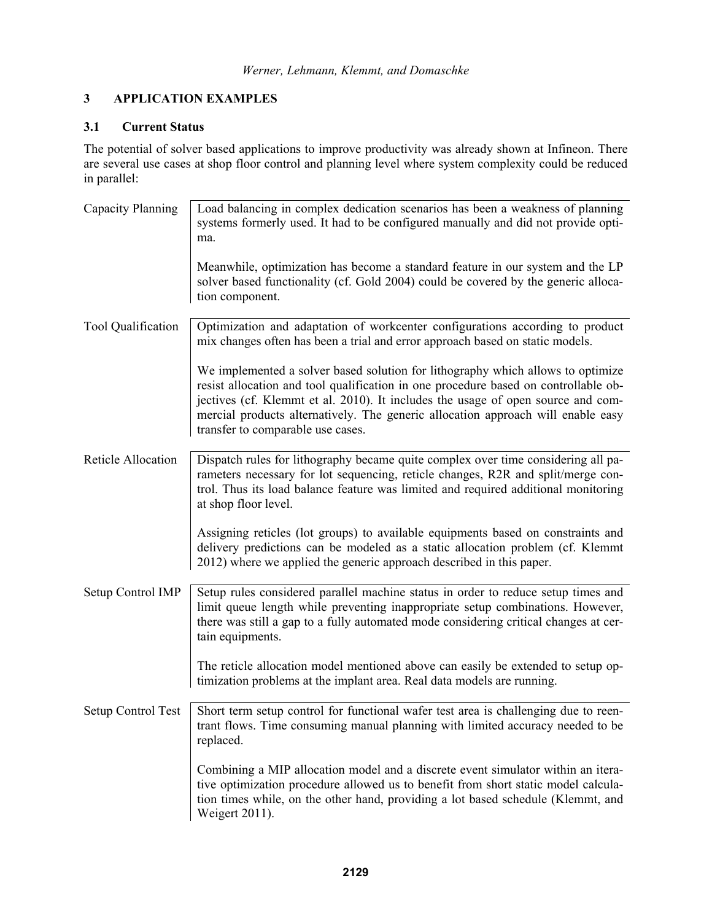## 3 APPLICATION EXAMPLES

### 3.1 Current Status

The potential of solver based applications to improve productivity was already shown at Infineon. There are several use cases at shop floor control and planning level where system complexity could be reduced in parallel:

| | |
|---|---|
| Capacity Planning | Load balancing in complex dedication scenarios has been a weakness of planning systems formerly used. It had to be configured manually and did not provide optima.<br><br>Meanwhile, optimization has become a standard feature in our system and the LP solver based functionality (cf. Gold 2004) could be covered by the generic allocation component. |
| Tool Qualification | Optimization and adaptation of workcenter configurations according to product mix changes often has been a trial and error approach based on static models.<br><br>We implemented a solver based solution for lithography which allows to optimize resist allocation and tool qualification in one procedure based on controllable objectives (cf. Klemmt et al. 2010). It includes the usage of open source and commercial products alternatively. The generic allocation approach will enable easy transfer to comparable use cases. |
| Reticle Allocation | Dispatch rules for lithography became quite complex over time considering all parameters necessary for lot sequencing, reticle changes, R2R and split/merge control. Thus its load balance feature was limited and required additional monitoring at shop floor level.<br><br>Assigning reticles (lot groups) to available equipments based on constraints and delivery predictions can be modeled as a static allocation problem (cf. Klemmt 2012) where we applied the generic approach described in this paper. |
| Setup Control IMP | Setup rules considered parallel machine status in order to reduce setup times and limit queue length while preventing inappropriate setup combinations. However, there was still a gap to a fully automated mode considering critical changes at certain equipments.<br><br>The reticle allocation model mentioned above can easily be extended to setup optimization problems at the implant area. Real data models are running. |
| Setup Control Test | Short term setup control for functional wafer test area is challenging due to reentrant flows. Time consuming manual planning with limited accuracy needed to be replaced.<br><br>Combining a MIP allocation model and a discrete event simulator within an iterative optimization procedure allowed us to benefit from short static model calculation times while, on the other hand, providing a lot based schedule (Klemmt, and Weigert 2011). |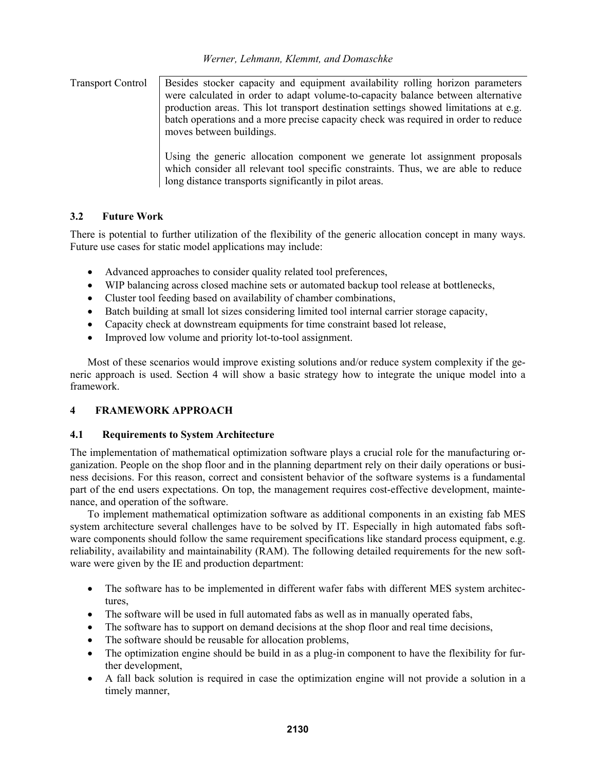| | |
|---|---|
| Transport Control | Besides stocker capacity and equipment availability rolling horizon parameters were calculated in order to adapt volume-to-capacity balance between alternative production areas. This lot transport destination settings showed limitations at e.g. batch operations and a more precise capacity check was required in order to reduce moves between buildings.<br><br>Using the generic allocation component we generate lot assignment proposals which consider all relevant tool specific constraints. Thus, we are able to reduce long distance transports significantly in pilot areas. |

### 3.2 Future Work

There is potential to further utilization of the flexibility of the generic allocation concept in many ways. Future use cases for static model applications may include:

- Advanced approaches to consider quality related tool preferences,
- WIP balancing across closed machine sets or automated backup tool release at bottlenecks,
- Cluster tool feeding based on availability of chamber combinations,
- Batch building at small lot sizes considering limited tool internal carrier storage capacity,
- Capacity check at downstream equipments for time constraint based lot release,
- Improved low volume and priority lot-to-tool assignment.

Most of these scenarios would improve existing solutions and/or reduce system complexity if the generic approach is used. Section 4 will show a basic strategy how to integrate the unique model into a framework.

## 4 FRAMEWORK APPROACH

### 4.1 Requirements to System Architecture

The implementation of mathematical optimization software plays a crucial role for the manufacturing organization. People on the shop floor and in the planning department rely on their daily operations or business decisions. For this reason, correct and consistent behavior of the software systems is a fundamental part of the end users expectations. On top, the management requires cost-effective development, maintenance, and operation of the software.

To implement mathematical optimization software as additional components in an existing fab MES system architecture several challenges have to be solved by IT. Especially in high automated fabs software components should follow the same requirement specifications like standard process equipment, e.g. reliability, availability and maintainability (RAM). The following detailed requirements for the new software were given by the IE and production department:

- The software has to be implemented in different wafer fabs with different MES system architectures,
- The software will be used in full automated fabs as well as in manually operated fabs,
- The software has to support on demand decisions at the shop floor and real time decisions,
- The software should be reusable for allocation problems,
- The optimization engine should be build in as a plug-in component to have the flexibility for further development,
- A fall back solution is required in case the optimization engine will not provide a solution in a timely manner,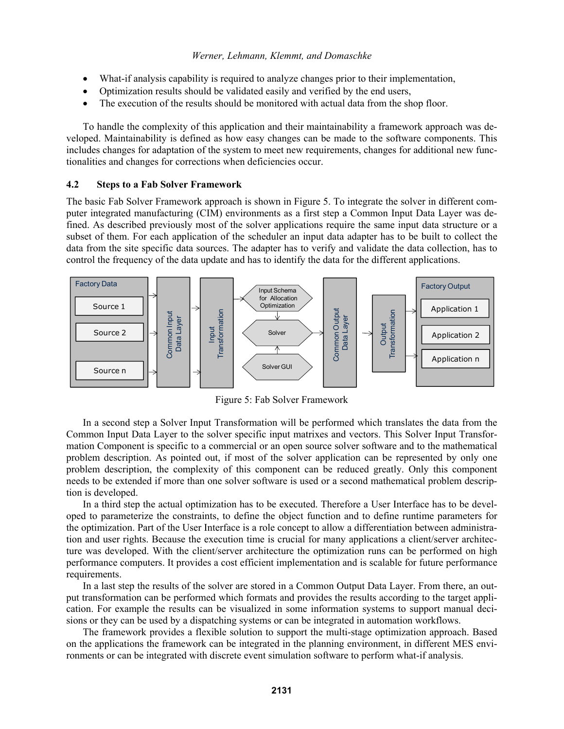- What-if analysis capability is required to analyze changes prior to their implementation,
- Optimization results should be validated easily and verified by the end users,
- The execution of the results should be monitored with actual data from the shop floor.

To handle the complexity of this application and their maintainability a framework approach was developed. Maintainability is defined as how easy changes can be made to the software components. This includes changes for adaptation of the system to meet new requirements, changes for additional new functionalities and changes for corrections when deficiencies occur.

### 4.2 Steps to a Fab Solver Framework

The basic Fab Solver Framework approach is shown in Figure 5. To integrate the solver in different computer integrated manufacturing (CIM) environments as a first step a Common Input Data Layer was defined. As described previously most of the solver applications require the same input data structure or a subset of them. For each application of the scheduler an input data adapter has to be built to collect the data from the site specific data sources. The adapter has to verify and validate the data collection, has to control the frequency of the data update and has to identify the data for the different applications.

Figure 5: Fab Solver Framework

In a second step a Solver Input Transformation will be performed which translates the data from the Common Input Data Layer to the solver specific input matrixes and vectors. This Solver Input Transformation Component is specific to a commercial or an open source solver software and to the mathematical problem description. As pointed out, if most of the solver application can be represented by only one problem description, the complexity of this component can be reduced greatly. Only this component needs to be extended if more than one solver software is used or a second mathematical problem description is developed.

In a third step the actual optimization has to be executed. Therefore a User Interface has to be developed to parameterize the constraints, to define the object function and to define runtime parameters for the optimization. Part of the User Interface is a role concept to allow a differentiation between administration and user rights. Because the execution time is crucial for many applications a client/server architecture was developed. With the client/server architecture the optimization runs can be performed on high performance computers. It provides a cost efficient implementation and is scalable for future performance requirements.

In a last step the results of the solver are stored in a Common Output Data Layer. From there, an output transformation can be performed which formats and provides the results according to the target application. For example the results can be visualized in some information systems to support manual decisions or they can be used by a dispatching systems or can be integrated in automation workflows.

The framework provides a flexible solution to support the multi-stage optimization approach. Based on the applications the framework can be integrated in the planning environment, in different MES environments or can be integrated with discrete event simulation software to perform what-if analysis.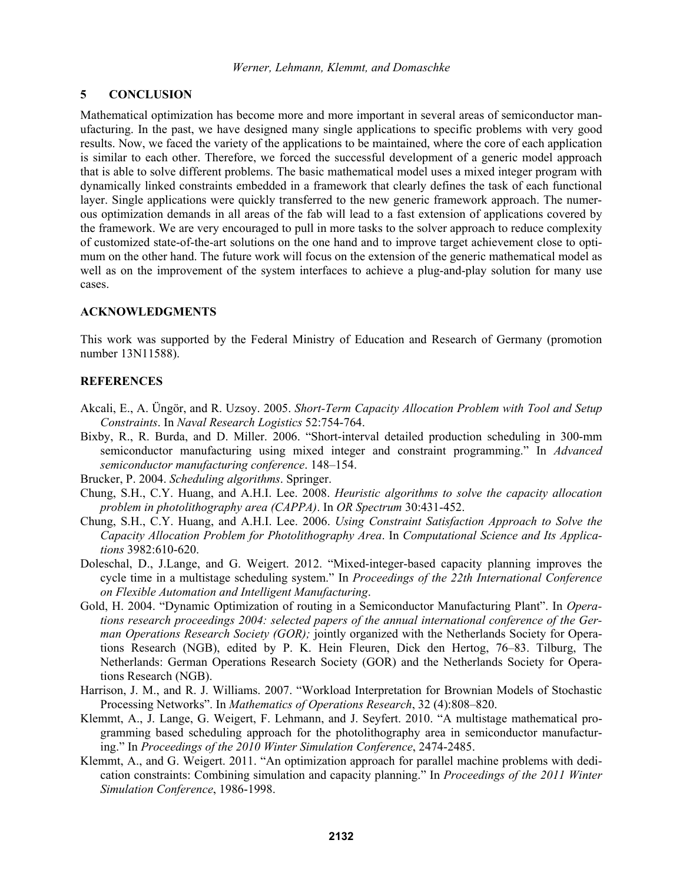## 5 CONCLUSION

Mathematical optimization has become more and more important in several areas of semiconductor manufacturing. In the past, we have designed many single applications to specific problems with very good results. Now, we faced the variety of the applications to be maintained, where the core of each application is similar to each other. Therefore, we forced the successful development of a generic model approach that is able to solve different problems. The basic mathematical model uses a mixed integer program with dynamically linked constraints embedded in a framework that clearly defines the task of each functional layer. Single applications were quickly transferred to the new generic framework approach. The numerous optimization demands in all areas of the fab will lead to a fast extension of applications covered by the framework. We are very encouraged to pull in more tasks to the solver approach to reduce complexity of customized state-of-the-art solutions on the one hand and to improve target achievement close to optimum on the other hand. The future work will focus on the extension of the generic mathematical model as well as on the improvement of the system interfaces to achieve a plug-and-play solution for many use cases.

## ACKNOWLEDGMENTS

This work was supported by the Federal Ministry of Education and Research of Germany (promotion number 13N11588).

## REFERENCES

Akcali, E., A. Üngör, and R. Uzsoy. 2005. *Short-Term Capacity Allocation Problem with Tool and Setup Constraints*. In *Naval Research Logistics* 52:754-764.

Bixby, R., R. Burda, and D. Miller. 2006. "Short-interval detailed production scheduling in 300-mm semiconductor manufacturing using mixed integer and constraint programming." In *Advanced semiconductor manufacturing conference*. 148–154.

Brucker, P. 2004. *Scheduling algorithms*. Springer.

Chung, S.H., C.Y. Huang, and A.H.I. Lee. 2008. *Heuristic algorithms to solve the capacity allocation problem in photolithography area (CAPPA)*. In *OR Spectrum* 30:431-452.

Chung, S.H., C.Y. Huang, and A.H.I. Lee. 2006. *Using Constraint Satisfaction Approach to Solve the Capacity Allocation Problem for Photolithography Area*. In *Computational Science and Its Applications* 3982:610-620.

Doleschal, D., J.Lange, and G. Weigert. 2012. "Mixed-integer-based capacity planning improves the cycle time in a multistage scheduling system." In *Proceedings of the 22th International Conference on Flexible Automation and Intelligent Manufacturing*.

Gold, H. 2004. "Dynamic Optimization of routing in a Semiconductor Manufacturing Plant". In *Operations research proceedings 2004: selected papers of the annual international conference of the German Operations Research Society (GOR);* jointly organized with the Netherlands Society for Operations Research (NGB), edited by P. K. Hein Fleuren, Dick den Hertog, 76–83. Tilburg, The Netherlands: German Operations Research Society (GOR) and the Netherlands Society for Operations Research (NGB).

Harrison, J. M., and R. J. Williams. 2007. "Workload Interpretation for Brownian Models of Stochastic Processing Networks". In *Mathematics of Operations Research*, 32 (4):808–820.

Klemmt, A., J. Lange, G. Weigert, F. Lehmann, and J. Seyfert. 2010. "A multistage mathematical programming based scheduling approach for the photolithography area in semiconductor manufacturing." In *Proceedings of the 2010 Winter Simulation Conference*, 2474-2485.

Klemmt, A., and G. Weigert. 2011. "An optimization approach for parallel machine problems with dedication constraints: Combining simulation and capacity planning." In *Proceedings of the 2011 Winter Simulation Conference*, 1986-1998.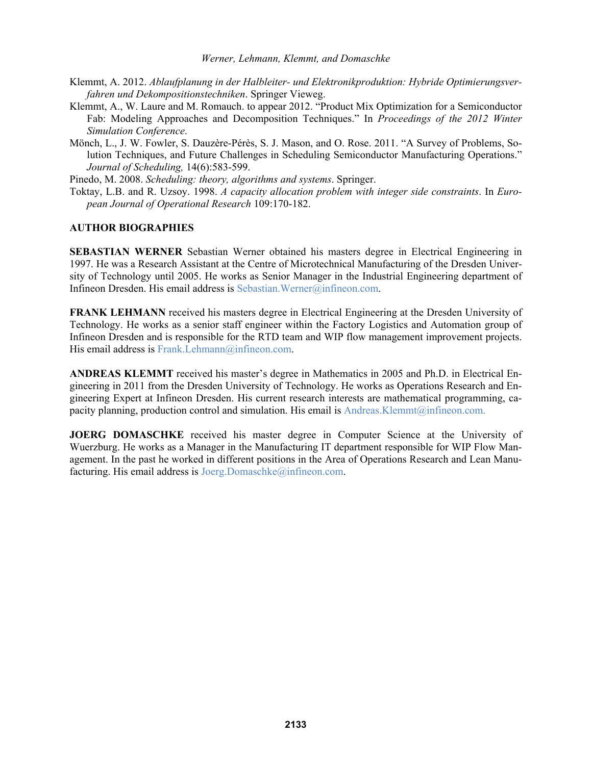Klemmt, A. 2012. *Ablaufplanung in der Halbleiter- und Elektronikproduktion: Hybride Optimierungsverfahren und Dekompositionstechniken*. Springer Vieweg.

Klemmt, A., W. Laure and M. Romauch. to appear 2012. "Product Mix Optimization for a Semiconductor Fab: Modeling Approaches and Decomposition Techniques." In *Proceedings of the 2012 Winter Simulation Conference*.

Mönch, L., J. W. Fowler, S. Dauzère-Pérès, S. J. Mason, and O. Rose. 2011. "A Survey of Problems, Solution Techniques, and Future Challenges in Scheduling Semiconductor Manufacturing Operations." *Journal of Scheduling,* 14(6):583-599.

Pinedo, M. 2008. *Scheduling: theory, algorithms and systems*. Springer.

Toktay, L.B. and R. Uzsoy. 1998. *A capacity allocation problem with integer side constraints*. In *European Journal of Operational Research* 109:170-182.

## AUTHOR BIOGRAPHIES

**SEBASTIAN WERNER** Sebastian Werner obtained his masters degree in Electrical Engineering in 1997. He was a Research Assistant at the Centre of Microtechnical Manufacturing of the Dresden University of Technology until 2005. He works as Senior Manager in the Industrial Engineering department of Infineon Dresden. His email address is Sebastian.Werner@infineon.com.

**FRANK LEHMANN** received his masters degree in Electrical Engineering at the Dresden University of Technology. He works as a senior staff engineer within the Factory Logistics and Automation group of Infineon Dresden and is responsible for the RTD team and WIP flow management improvement projects. His email address is Frank.Lehmann@infineon.com.

**ANDREAS KLEMMT** received his master's degree in Mathematics in 2005 and Ph.D. in Electrical Engineering in 2011 from the Dresden University of Technology. He works as Operations Research and Engineering Expert at Infineon Dresden. His current research interests are mathematical programming, capacity planning, production control and simulation. His email is Andreas.Klemmt@infineon.com.

**JOERG DOMASCHKE** received his master degree in Computer Science at the University of Wuerzburg. He works as a Manager in the Manufacturing IT department responsible for WIP Flow Management. In the past he worked in different positions in the Area of Operations Research and Lean Manufacturing. His email address is Joerg.Domaschke@infineon.com.